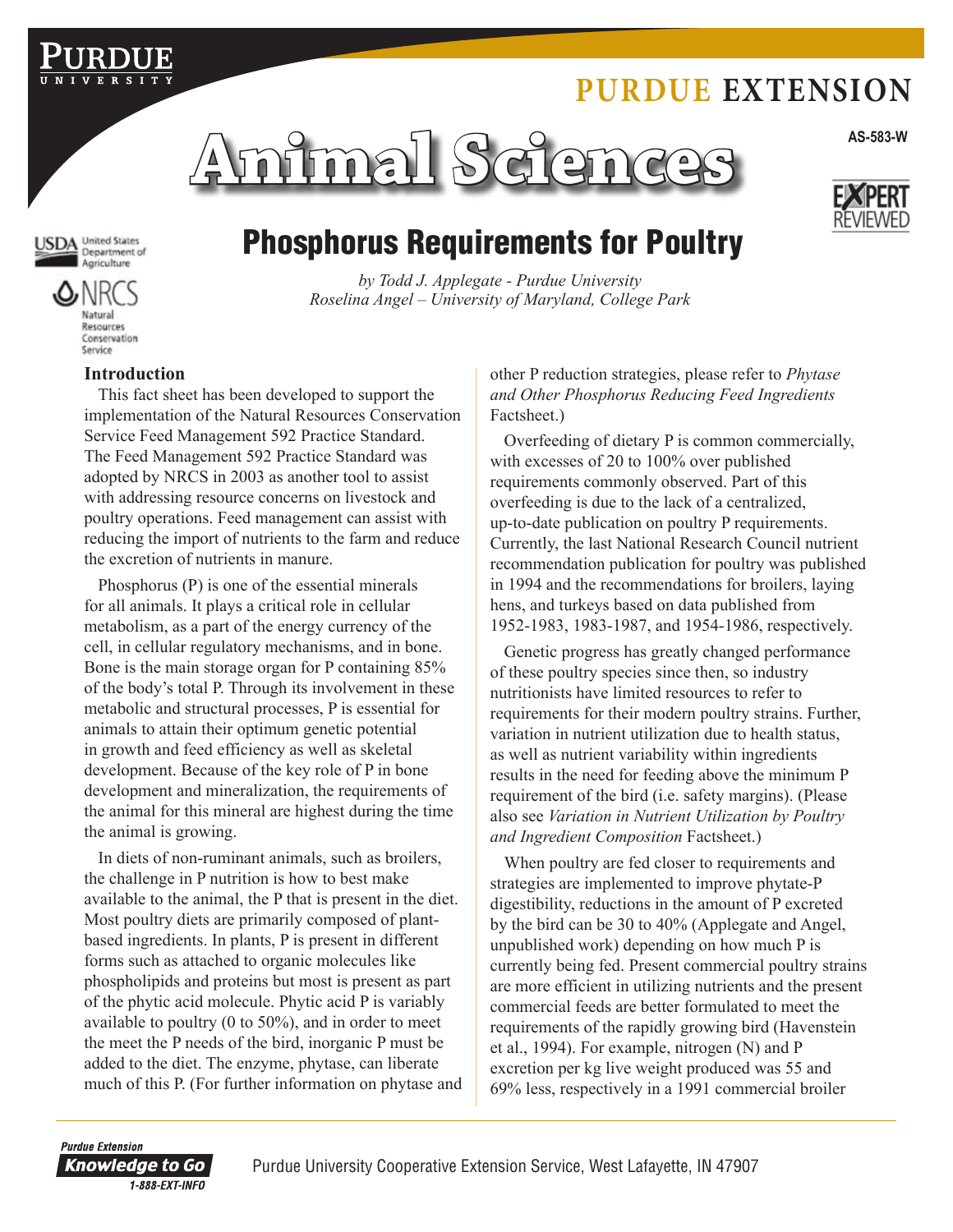PURDUE UNIVERSITY

PURDUE EXTENSION

# Animal Sciences

AS-583-W

EXPERT REVIEWED

USDA United States Department of Agriculture

NRCS Natural Resources Conservation Service

## Phosphorus Requirements for Poultry

*by Todd J. Applegate - Purdue University*
*Roselina Angel – University of Maryland, College Park*

### Introduction

This fact sheet has been developed to support the implementation of the Natural Resources Conservation Service Feed Management 592 Practice Standard. The Feed Management 592 Practice Standard was adopted by NRCS in 2003 as another tool to assist with addressing resource concerns on livestock and poultry operations. Feed management can assist with reducing the import of nutrients to the farm and reduce the excretion of nutrients in manure.

Phosphorus (P) is one of the essential minerals for all animals. It plays a critical role in cellular metabolism, as a part of the energy currency of the cell, in cellular regulatory mechanisms, and in bone. Bone is the main storage organ for P containing 85% of the body's total P. Through its involvement in these metabolic and structural processes, P is essential for animals to attain their optimum genetic potential in growth and feed efficiency as well as skeletal development. Because of the key role of P in bone development and mineralization, the requirements of the animal for this mineral are highest during the time the animal is growing.

In diets of non-ruminant animals, such as broilers, the challenge in P nutrition is how to best make available to the animal, the P that is present in the diet. Most poultry diets are primarily composed of plant-based ingredients. In plants, P is present in different forms such as attached to organic molecules like phospholipids and proteins but most is present as part of the phytic acid molecule. Phytic acid P is variably available to poultry (0 to 50%), and in order to meet the meet the P needs of the bird, inorganic P must be added to the diet. The enzyme, phytase, can liberate much of this P. (For further information on phytase and other P reduction strategies, please refer to *Phytase and Other Phosphorus Reducing Feed Ingredients* Factsheet.)

Overfeeding of dietary P is common commercially, with excesses of 20 to 100% over published requirements commonly observed. Part of this overfeeding is due to the lack of a centralized, up-to-date publication on poultry P requirements. Currently, the last National Research Council nutrient recommendation publication for poultry was published in 1994 and the recommendations for broilers, laying hens, and turkeys based on data published from 1952-1983, 1983-1987, and 1954-1986, respectively.

Genetic progress has greatly changed performance of these poultry species since then, so industry nutritionists have limited resources to refer to requirements for their modern poultry strains. Further, variation in nutrient utilization due to health status, as well as nutrient variability within ingredients results in the need for feeding above the minimum P requirement of the bird (i.e. safety margins). (Please also see *Variation in Nutrient Utilization by Poultry and Ingredient Composition* Factsheet.)

When poultry are fed closer to requirements and strategies are implemented to improve phytate-P digestibility, reductions in the amount of P excreted by the bird can be 30 to 40% (Applegate and Angel, unpublished work) depending on how much P is currently being fed. Present commercial poultry strains are more efficient in utilizing nutrients and the present commercial feeds are better formulated to meet the requirements of the rapidly growing bird (Havenstein et al., 1994). For example, nitrogen (N) and P excretion per kg live weight produced was 55 and 69% less, respectively in a 1991 commercial broiler

Purdue Extension Knowledge to Go 1-888-EXT-INFO

Purdue University Cooperative Extension Service, West Lafayette, IN 47907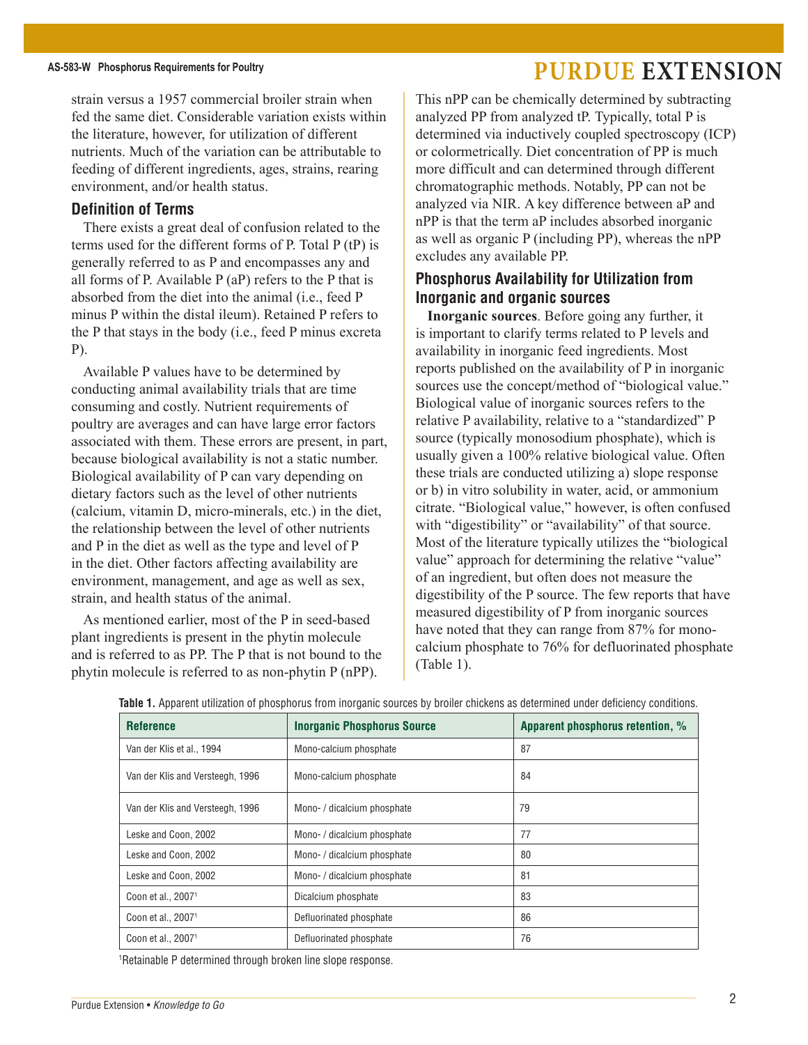strain versus a 1957 commercial broiler strain when fed the same diet. Considerable variation exists within the literature, however, for utilization of different nutrients. Much of the variation can be attributable to feeding of different ingredients, ages, strains, rearing environment, and/or health status.

## Definition of Terms

There exists a great deal of confusion related to the terms used for the different forms of P. Total P (tP) is generally referred to as P and encompasses any and all forms of P. Available P (aP) refers to the P that is absorbed from the diet into the animal (i.e., feed P minus P within the distal ileum). Retained P refers to the P that stays in the body (i.e., feed P minus excreta P).

Available P values have to be determined by conducting animal availability trials that are time consuming and costly. Nutrient requirements of poultry are averages and can have large error factors associated with them. These errors are present, in part, because biological availability is not a static number. Biological availability of P can vary depending on dietary factors such as the level of other nutrients (calcium, vitamin D, micro-minerals, etc.) in the diet, the relationship between the level of other nutrients and P in the diet as well as the type and level of P in the diet. Other factors affecting availability are environment, management, and age as well as sex, strain, and health status of the animal.

As mentioned earlier, most of the P in seed-based plant ingredients is present in the phytin molecule and is referred to as PP. The P that is not bound to the phytin molecule is referred to as non-phytin P (nPP). This nPP can be chemically determined by subtracting analyzed PP from analyzed tP. Typically, total P is determined via inductively coupled spectroscopy (ICP) or colormetrically. Diet concentration of PP is much more difficult and can determined through different chromatographic methods. Notably, PP can not be analyzed via NIR. A key difference between aP and nPP is that the term aP includes absorbed inorganic as well as organic P (including PP), whereas the nPP excludes any available PP.

## Phosphorus Availability for Utilization from Inorganic and organic sources

**Inorganic sources**. Before going any further, it is important to clarify terms related to P levels and availability in inorganic feed ingredients. Most reports published on the availability of P in inorganic sources use the concept/method of "biological value." Biological value of inorganic sources refers to the relative P availability, relative to a "standardized" P source (typically monosodium phosphate), which is usually given a 100% relative biological value. Often these trials are conducted utilizing a) slope response or b) in vitro solubility in water, acid, or ammonium citrate. "Biological value," however, is often confused with "digestibility" or "availability" of that source. Most of the literature typically utilizes the "biological value" approach for determining the relative "value" of an ingredient, but often does not measure the digestibility of the P source. The few reports that have measured digestibility of P from inorganic sources have noted that they can range from 87% for mono-calcium phosphate to 76% for defluorinated phosphate (Table 1).

**Table 1.** Apparent utilization of phosphorus from inorganic sources by broiler chickens as determined under deficiency conditions.

| Reference | Inorganic Phosphorus Source | Apparent phosphorus retention, % |
|---|---|---|
| Van der Klis et al., 1994 | Mono-calcium phosphate | 87 |
| Van der Klis and Versteegh, 1996 | Mono-calcium phosphate | 84 |
| Van der Klis and Versteegh, 1996 | Mono- / dicalcium phosphate | 79 |
| Leske and Coon, 2002 | Mono- / dicalcium phosphate | 77 |
| Leske and Coon, 2002 | Mono- / dicalcium phosphate | 80 |
| Leske and Coon, 2002 | Mono- / dicalcium phosphate | 81 |
| Coon et al., 2007[1] | Dicalcium phosphate | 83 |
| Coon et al., 2007[1] | Defluorinated phosphate | 86 |
| Coon et al., 2007[1] | Defluorinated phosphate | 76 |

[1]Retainable P determined through broken line slope response.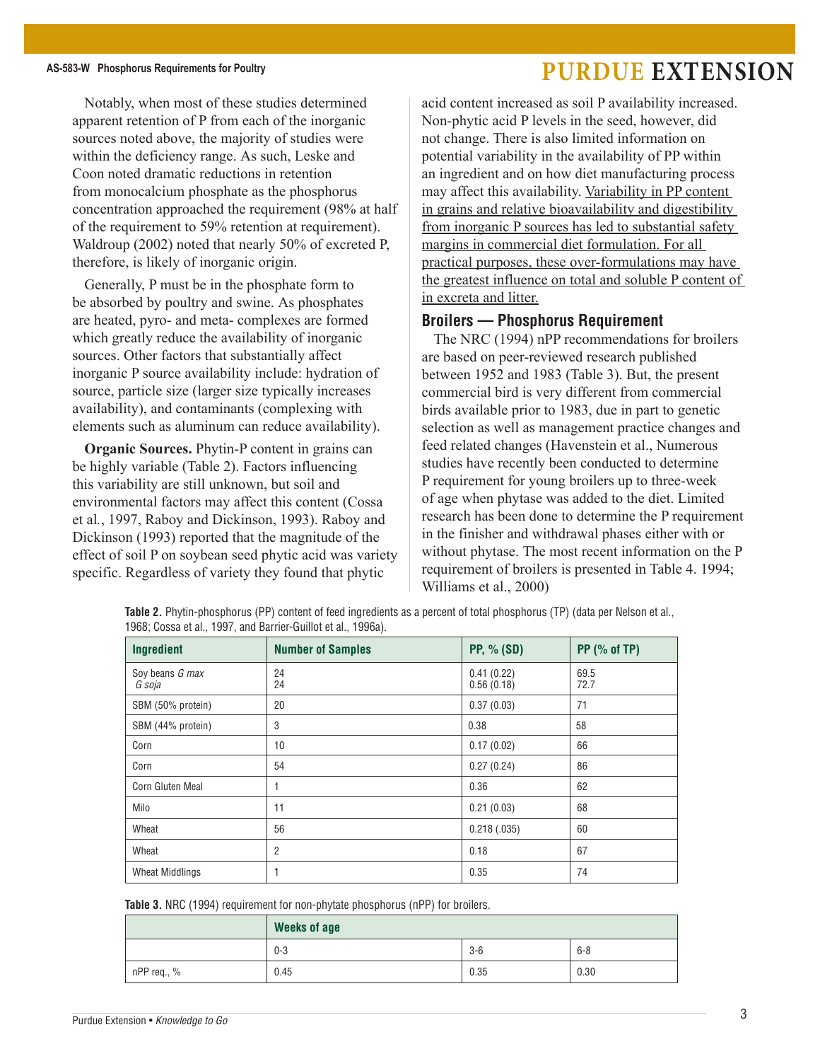Notably, when most of these studies determined apparent retention of P from each of the inorganic sources noted above, the majority of studies were within the deficiency range. As such, Leske and Coon noted dramatic reductions in retention from monocalcium phosphate as the phosphorus concentration approached the requirement (98% at half of the requirement to 59% retention at requirement). Waldroup (2002) noted that nearly 50% of excreted P, therefore, is likely of inorganic origin.

Generally, P must be in the phosphate form to be absorbed by poultry and swine. As phosphates are heated, pyro- and meta- complexes are formed which greatly reduce the availability of inorganic sources. Other factors that substantially affect inorganic P source availability include: hydration of source, particle size (larger size typically increases availability), and contaminants (complexing with elements such as aluminum can reduce availability).

**Organic Sources.** Phytin-P content in grains can be highly variable (Table 2). Factors influencing this variability are still unknown, but soil and environmental factors may affect this content (Cossa et al., 1997, Raboy and Dickinson, 1993). Raboy and Dickinson (1993) reported that the magnitude of the effect of soil P on soybean seed phytic acid was variety specific. Regardless of variety they found that phytic acid content increased as soil P availability increased. Non-phytic acid P levels in the seed, however, did not change. There is also limited information on potential variability in the availability of PP within an ingredient and on how diet manufacturing process may affect this availability. <u>Variability in PP content in grains and relative bioavailability and digestibility from inorganic P sources has led to substantial safety margins in commercial diet formulation. For all practical purposes, these over-formulations may have the greatest influence on total and soluble P content of in excreta and litter.</u>

## Broilers — Phosphorus Requirement

The NRC (1994) nPP recommendations for broilers are based on peer-reviewed research published between 1952 and 1983 (Table 3). But, the present commercial bird is very different from commercial birds available prior to 1983, due in part to genetic selection as well as management practice changes and feed related changes (Havenstein et al., Numerous studies have recently been conducted to determine P requirement for young broilers up to three-week of age when phytase was added to the diet. Limited research has been done to determine the P requirement in the finisher and withdrawal phases either with or without phytase. The most recent information on the P requirement of broilers is presented in Table 4. 1994; Williams et al., 2000)

**Table 2.** Phytin-phosphorus (PP) content of feed ingredients as a percent of total phosphorus (TP) (data per Nelson et al., 1968; Cossa et al., 1997, and Barrier-Guillot et al., 1996a).

| Ingredient | Number of Samples | PP, % (SD) | PP (% of TP) |
|---|---|---|---|
| Soy beans *G max*<br>*G soja* | 24<br>24 | 0.41 (0.22)<br>0.56 (0.18) | 69.5<br>72.7 |
| SBM (50% protein) | 20 | 0.37 (0.03) | 71 |
| SBM (44% protein) | 3 | 0.38 | 58 |
| Corn | 10 | 0.17 (0.02) | 66 |
| Corn | 54 | 0.27 (0.24) | 86 |
| Corn Gluten Meal | 1 | 0.36 | 62 |
| Milo | 11 | 0.21 (0.03) | 68 |
| Wheat | 56 | 0.218 (.035) | 60 |
| Wheat | 2 | 0.18 | 67 |
| Wheat Middlings | 1 | 0.35 | 74 |

**Table 3.** NRC (1994) requirement for non-phytate phosphorus (nPP) for broilers.

| | Weeks of age | | |
|---|---|---|---|
| | 0-3 | 3-6 | 6-8 |
| nPP req., % | 0.45 | 0.35 | 0.30 |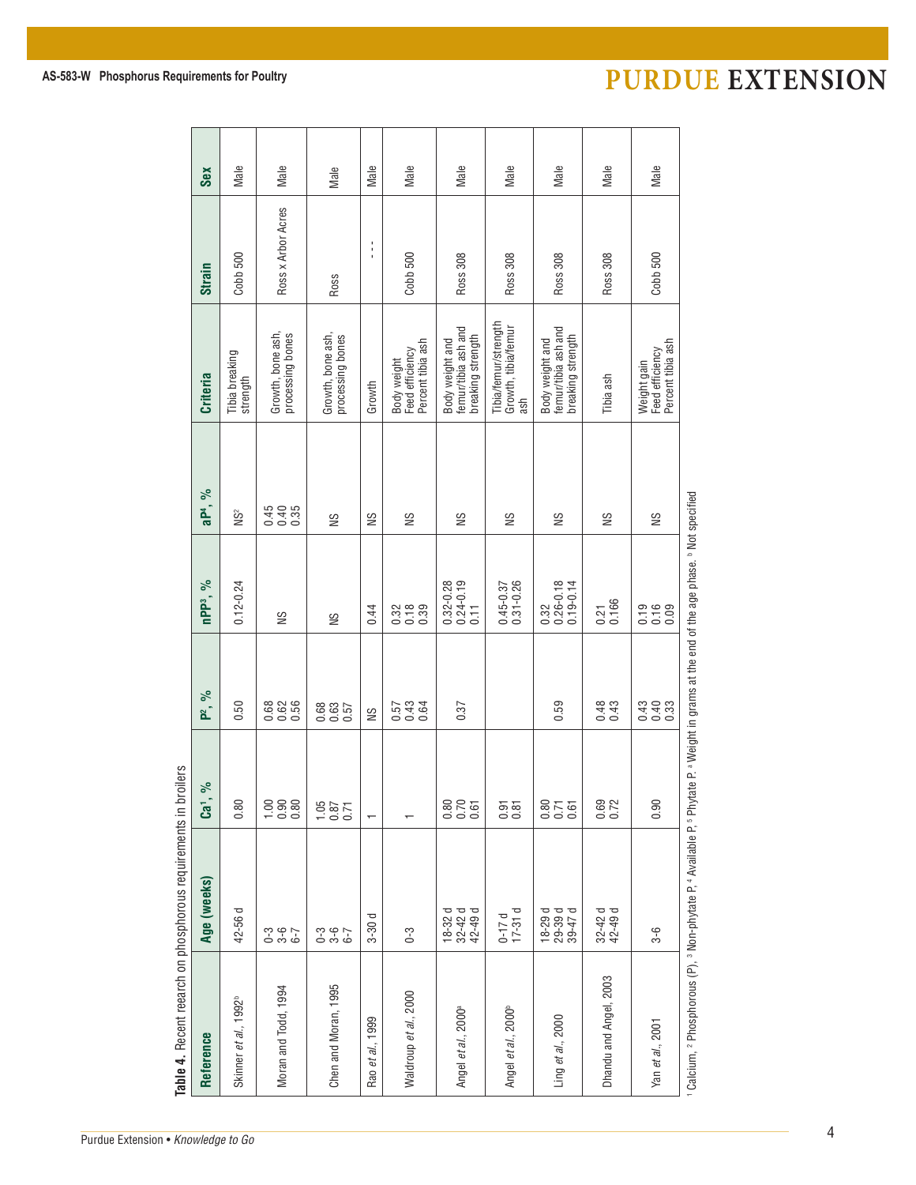**Table 4.** Recent reearch on phosphorous requirements in broilers

| Reference | Age (weeks) | Ca[1], % | P[2], % | nPP[3], % | aP[4], % | Criteria | Strain | Sex |
|---|---|---|---|---|---|---|---|---|
| Skinner *et al.*, 1992[b] | 42-56 d | 0.80 | 0.50 | 0.12-0.24 | NS[2] | Tibia breaking strength | Cobb 500 | Male |
| Moran and Todd, 1994 | 0-3<br>3-6<br>6-7 | 1.00<br>0.90<br>0.80 | 0.68<br>0.62<br>0.56 | NS | 0.45<br>0.40<br>0.35 | Growth, bone ash, processing bones | Ross x Arbor Acres | Male |
| Chen and Moran, 1995 | 0-3<br>3-6<br>6-7 | 1.05<br>0.87<br>0.71 | 0.68<br>0.63<br>0.57 | NS | NS | Growth, bone ash, processing bones | Ross | Male |
| Rao *et al.*, 1999 | 3-30 d | 1 | NS | 0.44 | NS | Growth | - - - | Male |
| Waldroup *et al.*, 2000 | 0-3 | 1 | 0.57<br>0.43<br>0.64 | 0.32<br>0.18<br>0.39 | NS | Body weight<br>Feed efficiency<br>Percent tibia ash | Cobb 500 | Male |
| Angel *et al.*, 2000[a] | 18-32 d<br>32-42 d<br>42-49 d | 0.80<br>0.70<br>0.61 | 0.37 | 0.32-0.28<br>0.24-0.19<br>0.11 | NS | Body weight and femur/tibia ash and breaking strength | Ross 308 | Male |
| Angel *et al.*, 2000[b] | 0-17 d<br>17-31 d | 0.91<br>0.81 | | 0.45-0.37<br>0.31-0.26 | NS | Tibia/femur/strength Growth, tibia/femur ash | Ross 308 | Male |
| Ling *et al.*, 2000 | 18-29 d<br>29-39 d<br>39-47 d | 0.80<br>0.71<br>0.61 | 0.59 | 0.32<br>0.26-0.18<br>0.19-0.14 | NS | Body weight and femur/tibia ash and breaking strength | Ross 308 | Male |
| Dhandu and Angel, 2003 | 32-42 d<br>42-49 d | 0.69<br>0.72 | 0.48<br>0.43 | 0.21<br>0.166 | NS | Tibia ash | Ross 308 | Male |
| Yan *et al.*, 2001 | 3-6 | 0.90 | 0.43<br>0.40<br>0.33 | 0.19<br>0.16<br>0.09 | NS | Weight gain<br>Feed efficiency<br>Percent tibia ash | Cobb 500 | Male |

[1] Calcium, [2] Phosphorous (P), [3] Non-phytate P, [4] Available P, [5] Phytate P. [a] Weight in grams at the end of the age phase. [b] Not specified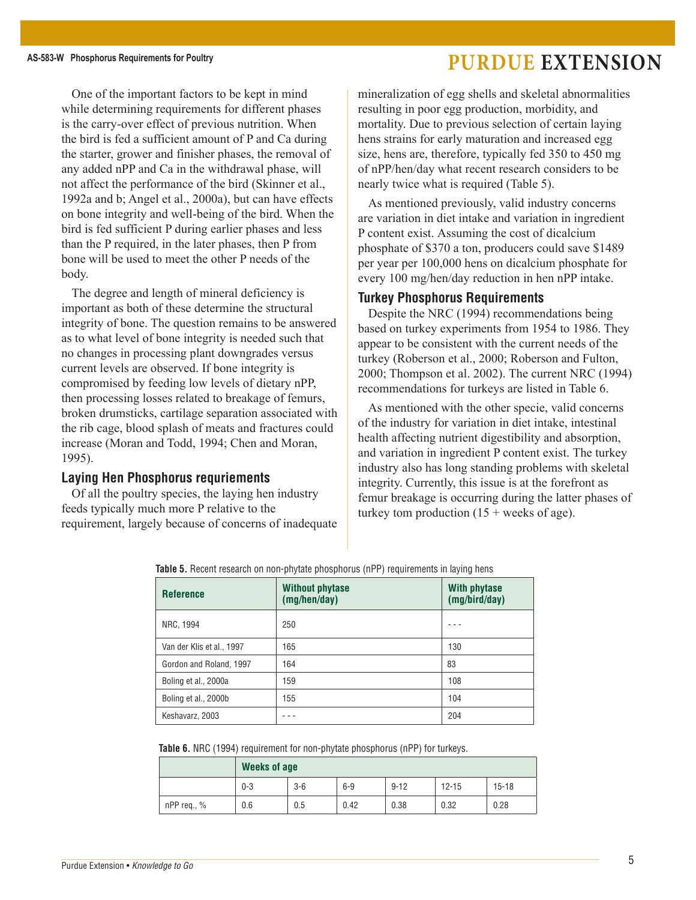One of the important factors to be kept in mind while determining requirements for different phases is the carry-over effect of previous nutrition. When the bird is fed a sufficient amount of P and Ca during the starter, grower and finisher phases, the removal of any added nPP and Ca in the withdrawal phase, will not affect the performance of the bird (Skinner et al., 1992a and b; Angel et al., 2000a), but can have effects on bone integrity and well-being of the bird. When the bird is fed sufficient P during earlier phases and less than the P required, in the later phases, then P from bone will be used to meet the other P needs of the body.

The degree and length of mineral deficiency is important as both of these determine the structural integrity of bone. The question remains to be answered as to what level of bone integrity is needed such that no changes in processing plant downgrades versus current levels are observed. If bone integrity is compromised by feeding low levels of dietary nPP, then processing losses related to breakage of femurs, broken drumsticks, cartilage separation associated with the rib cage, blood splash of meats and fractures could increase (Moran and Todd, 1994; Chen and Moran, 1995).

## Laying Hen Phosphorus requirements

Of all the poultry species, the laying hen industry feeds typically much more P relative to the requirement, largely because of concerns of inadequate mineralization of egg shells and skeletal abnormalities resulting in poor egg production, morbidity, and mortality. Due to previous selection of certain laying hens strains for early maturation and increased egg size, hens are, therefore, typically fed 350 to 450 mg of nPP/hen/day what recent research considers to be nearly twice what is required (Table 5).

As mentioned previously, valid industry concerns are variation in diet intake and variation in ingredient P content exist. Assuming the cost of dicalcium phosphate of $370 a ton, producers could save $1489 per year per 100,000 hens on dicalcium phosphate for every 100 mg/hen/day reduction in hen nPP intake.

## Turkey Phosphorus Requirements

Despite the NRC (1994) recommendations being based on turkey experiments from 1954 to 1986. They appear to be consistent with the current needs of the turkey (Roberson et al., 2000; Roberson and Fulton, 2000; Thompson et al. 2002). The current NRC (1994) recommendations for turkeys are listed in Table 6.

As mentioned with the other specie, valid concerns of the industry for variation in diet intake, intestinal health affecting nutrient digestibility and absorption, and variation in ingredient P content exist. The turkey industry also has long standing problems with skeletal integrity. Currently, this issue is at the forefront as femur breakage is occurring during the latter phases of turkey tom production (15 + weeks of age).

**Table 5.** Recent research on non-phytate phosphorus (nPP) requirements in laying hens

| Reference | Without phytase (mg/hen/day) | With phytase (mg/bird/day) |
|---|---|---|
| NRC, 1994 | 250 | - - - |
| Van der Klis et al., 1997 | 165 | 130 |
| Gordon and Roland, 1997 | 164 | 83 |
| Boling et al., 2000a | 159 | 108 |
| Boling et al., 2000b | 155 | 104 |
| Keshavarz, 2003 | - - - | 204 |

**Table 6.** NRC (1994) requirement for non-phytate phosphorus (nPP) for turkeys.

| | Weeks of age | | | | | |
|---|---|---|---|---|---|---|
| | 0-3 | 3-6 | 6-9 | 9-12 | 12-15 | 15-18 |
| nPP req., % | 0.6 | 0.5 | 0.42 | 0.38 | 0.32 | 0.28 |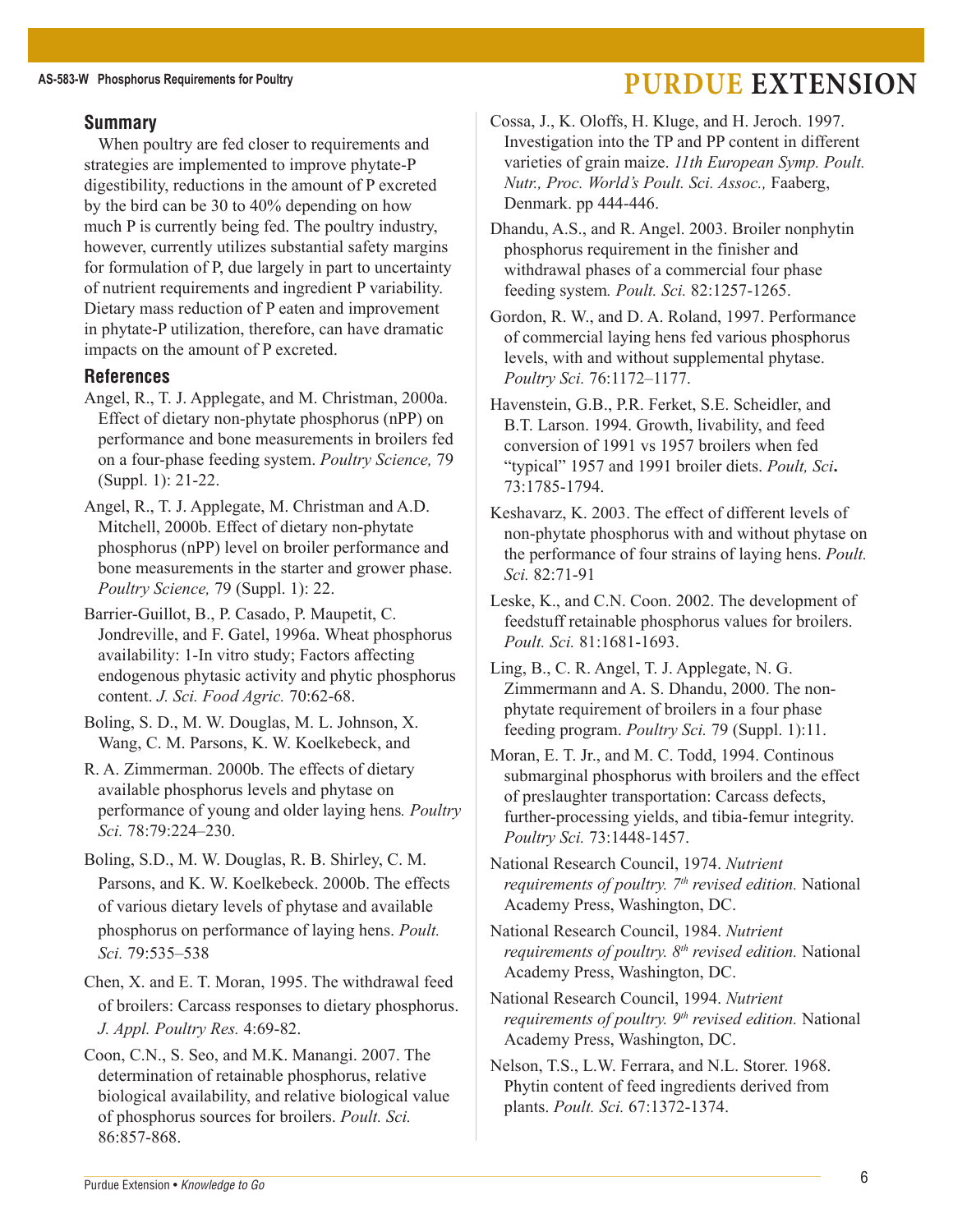## Summary

When poultry are fed closer to requirements and strategies are implemented to improve phytate-P digestibility, reductions in the amount of P excreted by the bird can be 30 to 40% depending on how much P is currently being fed. The poultry industry, however, currently utilizes substantial safety margins for formulation of P, due largely in part to uncertainty of nutrient requirements and ingredient P variability. Dietary mass reduction of P eaten and improvement in phytate-P utilization, therefore, can have dramatic impacts on the amount of P excreted.

## References

Angel, R., T. J. Applegate, and M. Christman, 2000a. Effect of dietary non-phytate phosphorus (nPP) on performance and bone measurements in broilers fed on a four-phase feeding system. *Poultry Science,* 79 (Suppl. 1): 21-22.

Angel, R., T. J. Applegate, M. Christman and A.D. Mitchell, 2000b. Effect of dietary non-phytate phosphorus (nPP) level on broiler performance and bone measurements in the starter and grower phase. *Poultry Science,* 79 (Suppl. 1): 22.

Barrier-Guillot, B., P. Casado, P. Maupetit, C. Jondreville, and F. Gatel, 1996a. Wheat phosphorus availability: 1-In vitro study; Factors affecting endogenous phytasic activity and phytic phosphorus content. *J. Sci. Food Agric.* 70:62-68.

Boling, S. D., M. W. Douglas, M. L. Johnson, X. Wang, C. M. Parsons, K. W. Koelkebeck, and R. A. Zimmerman. 2000b. The effects of dietary available phosphorus levels and phytase on performance of young and older laying hens*. Poultry Sci.* 78:79:224–230.

Boling, S.D., M. W. Douglas, R. B. Shirley, C. M. Parsons, and K. W. Koelkebeck. 2000b. The effects of various dietary levels of phytase and available phosphorus on performance of laying hens. *Poult. Sci.* 79:535–538

Chen, X. and E. T. Moran, 1995. The withdrawal feed of broilers: Carcass responses to dietary phosphorus. *J. Appl. Poultry Res.* 4:69-82.

Coon, C.N., S. Seo, and M.K. Manangi. 2007. The determination of retainable phosphorus, relative biological availability, and relative biological value of phosphorus sources for broilers. *Poult. Sci.* 86:857-868.

Cossa, J., K. Oloffs, H. Kluge, and H. Jeroch. 1997. Investigation into the TP and PP content in different varieties of grain maize. *11th European Symp. Poult. Nutr., Proc. World's Poult. Sci. Assoc.,* Faaberg, Denmark. pp 444-446.

Dhandu, A.S., and R. Angel. 2003. Broiler nonphytin phosphorus requirement in the finisher and withdrawal phases of a commercial four phase feeding system*. Poult. Sci.* 82:1257-1265.

Gordon, R. W., and D. A. Roland, 1997. Performance of commercial laying hens fed various phosphorus levels, with and without supplemental phytase. *Poultry Sci.* 76:1172–1177.

Havenstein, G.B., P.R. Ferket, S.E. Scheidler, and B.T. Larson. 1994. Growth, livability, and feed conversion of 1991 vs 1957 broilers when fed "typical" 1957 and 1991 broiler diets. *Poult, Sci***.** 73:1785-1794.

Keshavarz, K. 2003. The effect of different levels of non-phytate phosphorus with and without phytase on the performance of four strains of laying hens. *Poult. Sci.* 82:71-91

Leske, K., and C.N. Coon. 2002. The development of feedstuff retainable phosphorus values for broilers. *Poult. Sci.* 81:1681-1693.

Ling, B., C. R. Angel, T. J. Applegate, N. G. Zimmermann and A. S. Dhandu, 2000. The non-phytate requirement of broilers in a four phase feeding program. *Poultry Sci.* 79 (Suppl. 1):11.

Moran, E. T. Jr., and M. C. Todd, 1994. Continous submarginal phosphorus with broilers and the effect of preslaughter transportation: Carcass defects, further-processing yields, and tibia-femur integrity. *Poultry Sci.* 73:1448-1457.

National Research Council, 1974. *Nutrient requirements of poultry. 7th revised edition.* National Academy Press, Washington, DC.

National Research Council, 1984. *Nutrient requirements of poultry. 8th revised edition.* National Academy Press, Washington, DC.

National Research Council, 1994. *Nutrient requirements of poultry. 9th revised edition.* National Academy Press, Washington, DC.

Nelson, T.S., L.W. Ferrara, and N.L. Storer. 1968. Phytin content of feed ingredients derived from plants. *Poult. Sci.* 67:1372-1374.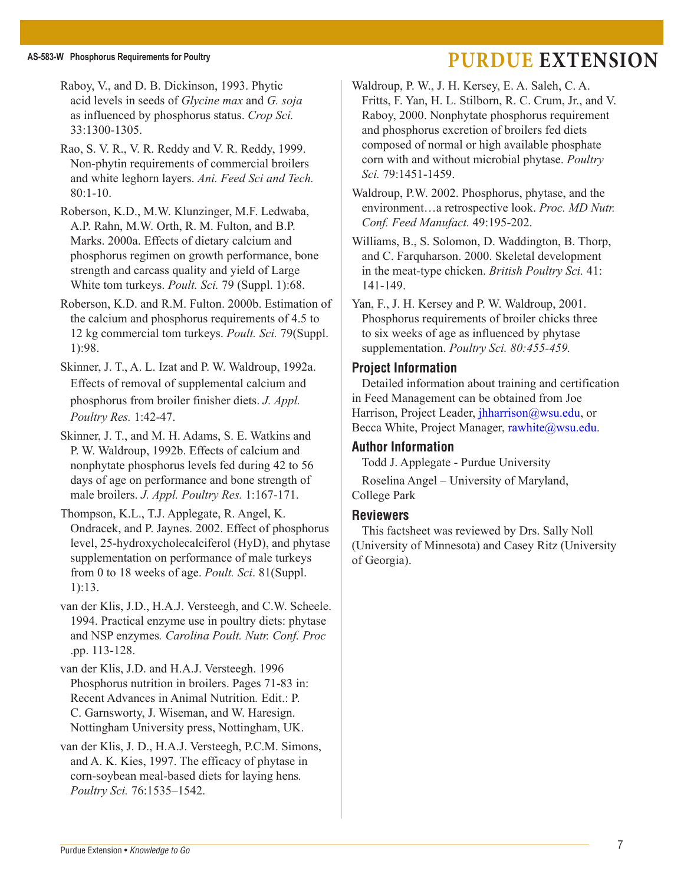Raboy, V., and D. B. Dickinson, 1993. Phytic acid levels in seeds of *Glycine max* and *G. soja* as influenced by phosphorus status. *Crop Sci.* 33:1300-1305.

Rao, S. V. R., V. R. Reddy and V. R. Reddy, 1999. Non-phytin requirements of commercial broilers and white leghorn layers. *Ani. Feed Sci and Tech.* 80:1-10.

Roberson, K.D., M.W. Klunzinger, M.F. Ledwaba, A.P. Rahn, M.W. Orth, R. M. Fulton, and B.P. Marks. 2000a. Effects of dietary calcium and phosphorus regimen on growth performance, bone strength and carcass quality and yield of Large White tom turkeys. *Poult. Sci.* 79 (Suppl. 1):68.

Roberson, K.D. and R.M. Fulton. 2000b. Estimation of the calcium and phosphorus requirements of 4.5 to 12 kg commercial tom turkeys. *Poult. Sci.* 79(Suppl. 1):98.

Skinner, J. T., A. L. Izat and P. W. Waldroup, 1992a. Effects of removal of supplemental calcium and phosphorus from broiler finisher diets. *J. Appl. Poultry Res.* 1:42-47.

Skinner, J. T., and M. H. Adams, S. E. Watkins and P. W. Waldroup, 1992b. Effects of calcium and nonphytate phosphorus levels fed during 42 to 56 days of age on performance and bone strength of male broilers. *J. Appl. Poultry Res.* 1:167-171.

Thompson, K.L., T.J. Applegate, R. Angel, K. Ondracek, and P. Jaynes. 2002. Effect of phosphorus level, 25-hydroxycholecalciferol (HyD), and phytase supplementation on performance of male turkeys from 0 to 18 weeks of age. *Poult. Sci*. 81(Suppl. 1):13.

van der Klis, J.D., H.A.J. Versteegh, and C.W. Scheele. 1994. Practical enzyme use in poultry diets: phytase and NSP enzymes*. Carolina Poult. Nutr. Conf. Proc* .pp. 113-128.

van der Klis, J.D. and H.A.J. Versteegh. 1996 Phosphorus nutrition in broilers. Pages 71-83 in: Recent Advances in Animal Nutrition*.* Edit.: P. C. Garnsworty, J. Wiseman, and W. Haresign. Nottingham University press, Nottingham, UK.

van der Klis, J. D., H.A.J. Versteegh, P.C.M. Simons, and A. K. Kies, 1997. The efficacy of phytase in corn-soybean meal-based diets for laying hens*. Poultry Sci.* 76:1535–1542.

Waldroup, P. W., J. H. Kersey, E. A. Saleh, C. A. Fritts, F. Yan, H. L. Stilborn, R. C. Crum, Jr., and V. Raboy, 2000. Nonphytate phosphorus requirement and phosphorus excretion of broilers fed diets composed of normal or high available phosphate corn with and without microbial phytase. *Poultry Sci.* 79:1451-1459.

Waldroup, P.W. 2002. Phosphorus, phytase, and the environment…a retrospective look. *Proc. MD Nutr. Conf. Feed Manufact.* 49:195-202.

Williams, B., S. Solomon, D. Waddington, B. Thorp, and C. Farquharson. 2000. Skeletal development in the meat-type chicken. *British Poultry Sci.* 41: 141-149.

Yan, F., J. H. Kersey and P. W. Waldroup, 2001. Phosphorus requirements of broiler chicks three to six weeks of age as influenced by phytase supplementation. *Poultry Sci. 80:455-459.*

## Project Information

Detailed information about training and certification in Feed Management can be obtained from Joe Harrison, Project Leader, jhharrison@wsu.edu, or Becca White, Project Manager, rawhite@wsu.edu.

## Author Information

Todd J. Applegate - Purdue University

Roselina Angel – University of Maryland, College Park

## Reviewers

This factsheet was reviewed by Drs. Sally Noll (University of Minnesota) and Casey Ritz (University of Georgia).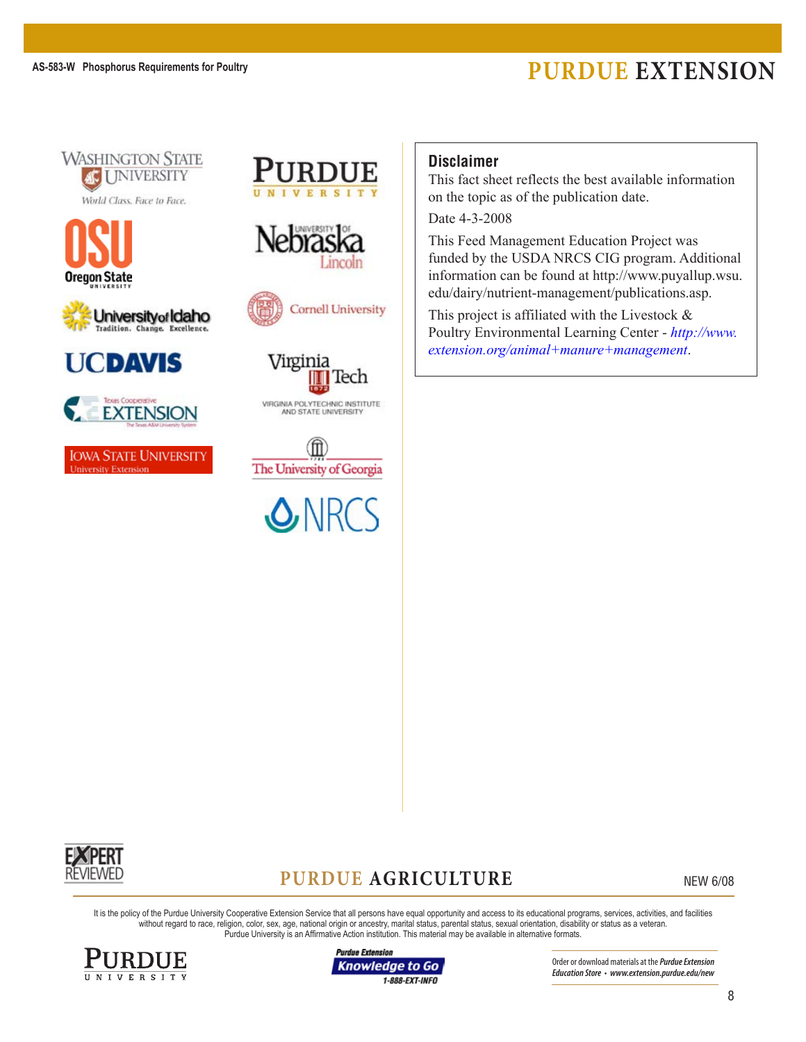## Disclaimer

This fact sheet reflects the best available information on the topic as of the publication date.

Date 4-3-2008

This Feed Management Education Project was funded by the USDA NRCS CIG program. Additional information can be found at http://www.puyallup.wsu.edu/dairy/nutrient-management/publications.asp.

This project is affiliated with the Livestock & Poultry Environmental Learning Center - *http://www.extension.org/animal+manure+management*.

PURDUE AGRICULTURE

NEW 6/08

It is the policy of the Purdue University Cooperative Extension Service that all persons have equal opportunity and access to its educational programs, services, activities, and facilities without regard to race, religion, color, sex, age, national origin or ancestry, marital status, parental status, sexual orientation, disability or status as a veteran. Purdue University is an Affirmative Action institution. This material may be available in alternative formats.

Purdue Extension Knowledge to Go 1-888-EXT-INFO

Order or download materials at the *Purdue Extension Education Store* • *www.extension.purdue.edu/new*